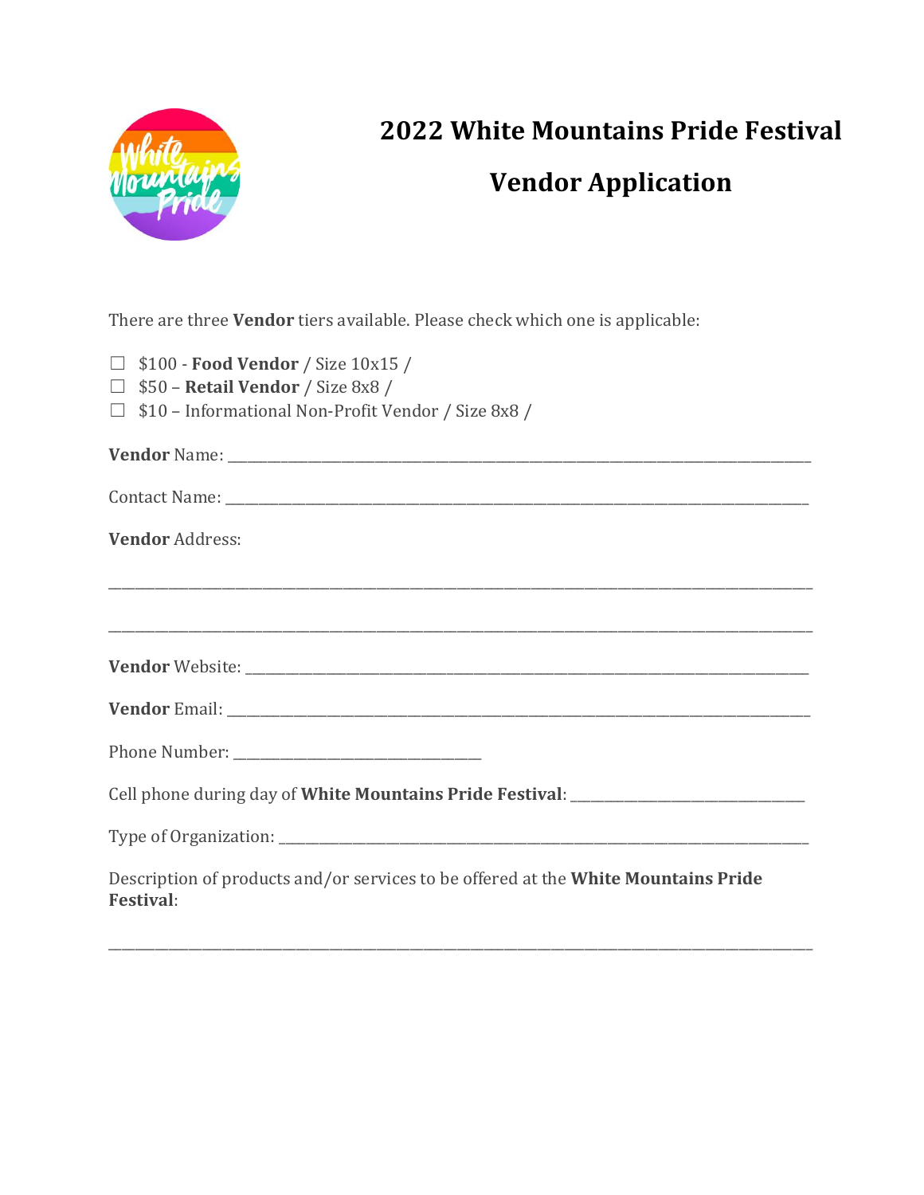# 2022 White Mountains Pride Festival

## Vendor Application

There are three **Vendor** tiers available. Please check which one is applicable:

☐ $100 - **Food Vendor** / Size 10x15 /
☐ $50 – **Retail Vendor** / Size 8x8 /
☐ $10 – Informational Non-Profit Vendor / Size 8x8 /

**Vendor** Name: ______________________________________________________________________________

Contact Name: ______________________________________________________________________________

**Vendor** Address:

_____________________________________________________________________________________________

_____________________________________________________________________________________________

**Vendor** Website: ___________________________________________________________________________

**Vendor** Email: _____________________________________________________________________________

Phone Number: ________________________________

Cell phone during day of **White Mountains Pride Festival**: ______________________________

Type of Organization: _________________________________________________________________________

Description of products and/or services to be offered at the **White Mountains Pride Festival**:

_____________________________________________________________________________________________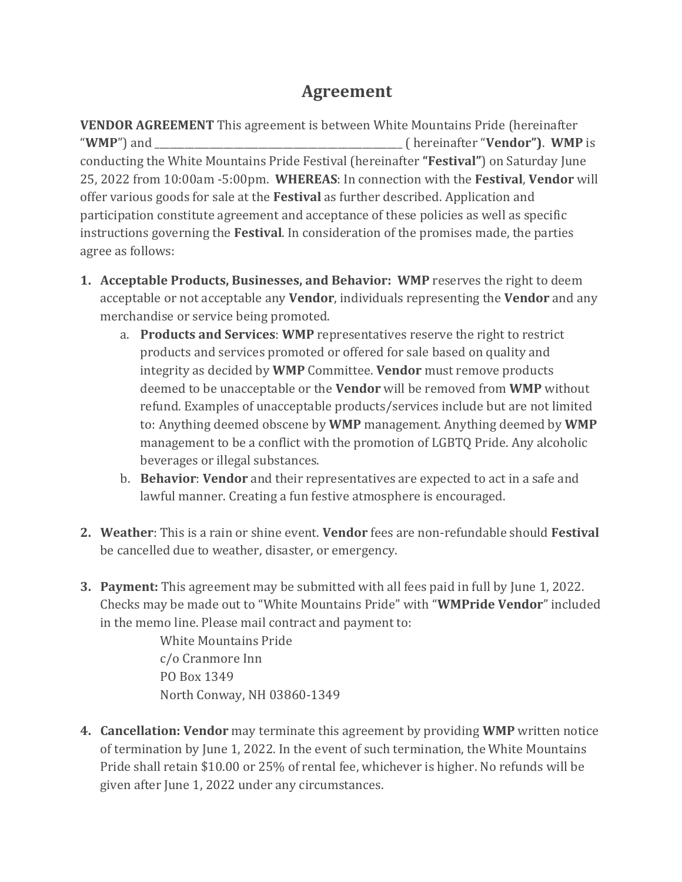# Agreement

**VENDOR AGREEMENT** This agreement is between White Mountains Pride (hereinafter "**WMP**") and ___________________________________________ ( hereinafter "**Vendor")**. **WMP** is conducting the White Mountains Pride Festival (hereinafter **"Festival"**) on Saturday June 25, 2022 from 10:00am -5:00pm. **WHEREAS**: In connection with the **Festival**, **Vendor** will offer various goods for sale at the **Festival** as further described. Application and participation constitute agreement and acceptance of these policies as well as specific instructions governing the **Festival**. In consideration of the promises made, the parties agree as follows:

1. **Acceptable Products, Businesses, and Behavior: WMP** reserves the right to deem acceptable or not acceptable any **Vendor**, individuals representing the **Vendor** and any merchandise or service being promoted.
   a. **Products and Services**: **WMP** representatives reserve the right to restrict products and services promoted or offered for sale based on quality and integrity as decided by **WMP** Committee. **Vendor** must remove products deemed to be unacceptable or the **Vendor** will be removed from **WMP** without refund. Examples of unacceptable products/services include but are not limited to: Anything deemed obscene by **WMP** management. Anything deemed by **WMP** management to be a conflict with the promotion of LGBTQ Pride. Any alcoholic beverages or illegal substances.
   b. **Behavior**: **Vendor** and their representatives are expected to act in a safe and lawful manner. Creating a fun festive atmosphere is encouraged.

2. **Weather**: This is a rain or shine event. **Vendor** fees are non-refundable should **Festival** be cancelled due to weather, disaster, or emergency.

3. **Payment:** This agreement may be submitted with all fees paid in full by June 1, 2022. Checks may be made out to "White Mountains Pride" with "**WMPride Vendor**" included in the memo line. Please mail contract and payment to:

   White Mountains Pride
   c/o Cranmore Inn
   PO Box 1349
   North Conway, NH 03860-1349

4. **Cancellation: Vendor** may terminate this agreement by providing **WMP** written notice of termination by June 1, 2022. In the event of such termination, the White Mountains Pride shall retain $10.00 or 25% of rental fee, whichever is higher. No refunds will be given after June 1, 2022 under any circumstances.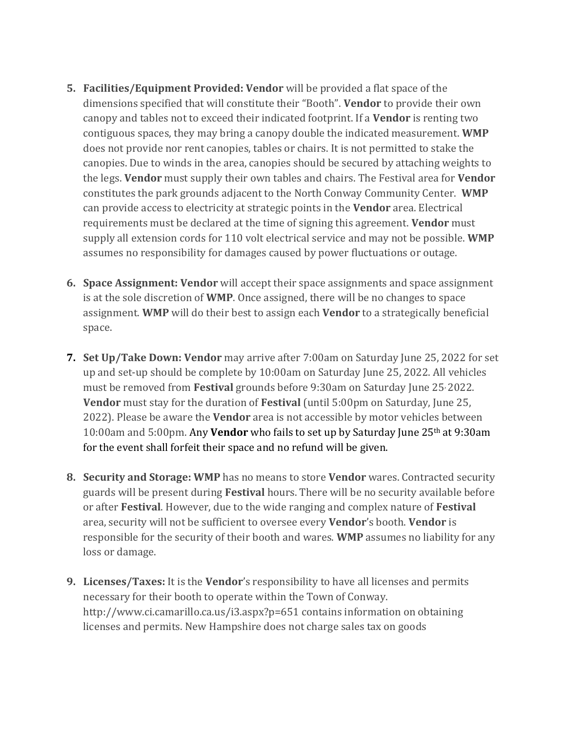5. **Facilities/Equipment Provided: Vendor** will be provided a flat space of the dimensions specified that will constitute their "Booth". **Vendor** to provide their own canopy and tables not to exceed their indicated footprint. If a **Vendor** is renting two contiguous spaces, they may bring a canopy double the indicated measurement. **WMP** does not provide nor rent canopies, tables or chairs. It is not permitted to stake the canopies. Due to winds in the area, canopies should be secured by attaching weights to the legs. **Vendor** must supply their own tables and chairs. The Festival area for **Vendor** constitutes the park grounds adjacent to the North Conway Community Center. **WMP** can provide access to electricity at strategic points in the **Vendor** area. Electrical requirements must be declared at the time of signing this agreement. **Vendor** must supply all extension cords for 110 volt electrical service and may not be possible. **WMP** assumes no responsibility for damages caused by power fluctuations or outage.

6. **Space Assignment: Vendor** will accept their space assignments and space assignment is at the sole discretion of **WMP**. Once assigned, there will be no changes to space assignment. **WMP** will do their best to assign each **Vendor** to a strategically beneficial space.

7. **Set Up/Take Down: Vendor** may arrive after 7:00am on Saturday June 25, 2022 for set up and set-up should be complete by 10:00am on Saturday June 25, 2022. All vehicles must be removed from **Festival** grounds before 9:30am on Saturday June 25, 2022. **Vendor** must stay for the duration of **Festival** (until 5:00pm on Saturday, June 25, 2022). Please be aware the **Vendor** area is not accessible by motor vehicles between 10:00am and 5:00pm. Any **Vendor** who fails to set up by Saturday June 25th at 9:30am for the event shall forfeit their space and no refund will be given.

8. **Security and Storage: WMP** has no means to store **Vendor** wares. Contracted security guards will be present during **Festival** hours. There will be no security available before or after **Festival**. However, due to the wide ranging and complex nature of **Festival** area, security will not be sufficient to oversee every **Vendor**'s booth. **Vendor** is responsible for the security of their booth and wares. **WMP** assumes no liability for any loss or damage.

9. **Licenses/Taxes:** It is the **Vendor**'s responsibility to have all licenses and permits necessary for their booth to operate within the Town of Conway. http://www.ci.camarillo.ca.us/i3.aspx?p=651 contains information on obtaining licenses and permits. New Hampshire does not charge sales tax on goods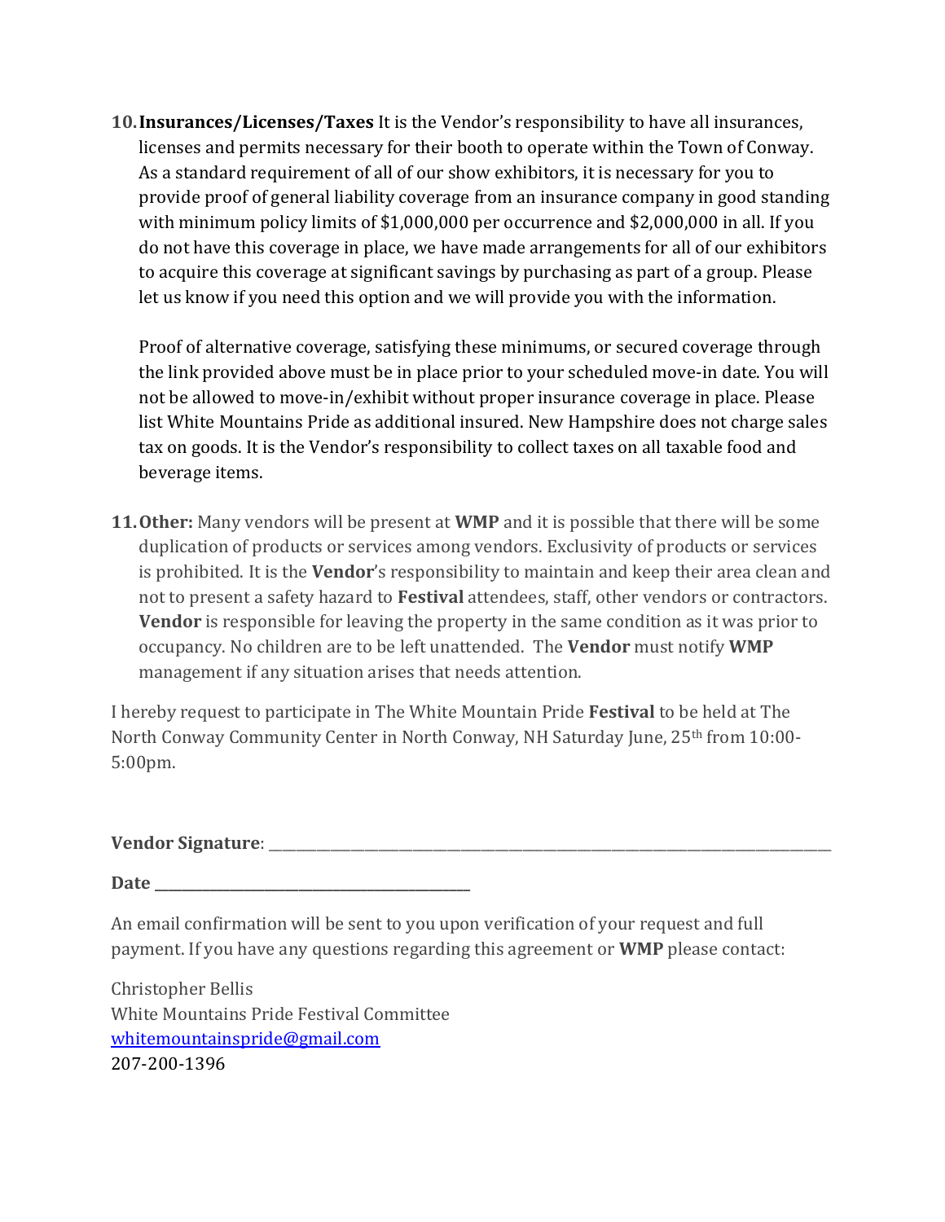10. **Insurances/Licenses/Taxes** It is the Vendor's responsibility to have all insurances, licenses and permits necessary for their booth to operate within the Town of Conway. As a standard requirement of all of our show exhibitors, it is necessary for you to provide proof of general liability coverage from an insurance company in good standing with minimum policy limits of $1,000,000 per occurrence and $2,000,000 in all. If you do not have this coverage in place, we have made arrangements for all of our exhibitors to acquire this coverage at significant savings by purchasing as part of a group. Please let us know if you need this option and we will provide you with the information.

    Proof of alternative coverage, satisfying these minimums, or secured coverage through the link provided above must be in place prior to your scheduled move-in date. You will not be allowed to move-in/exhibit without proper insurance coverage in place. Please list White Mountains Pride as additional insured. New Hampshire does not charge sales tax on goods. It is the Vendor's responsibility to collect taxes on all taxable food and beverage items.

11. **Other:** Many vendors will be present at **WMP** and it is possible that there will be some duplication of products or services among vendors. Exclusivity of products or services is prohibited. It is the **Vendor**'s responsibility to maintain and keep their area clean and not to present a safety hazard to **Festival** attendees, staff, other vendors or contractors. **Vendor** is responsible for leaving the property in the same condition as it was prior to occupancy. No children are to be left unattended. The **Vendor** must notify **WMP** management if any situation arises that needs attention.

I hereby request to participate in The White Mountain Pride **Festival** to be held at The North Conway Community Center in North Conway, NH Saturday June, 25th from 10:00-5:00pm.

**Vendor Signature**: ______________________________________________

**Date** ______________________________

An email confirmation will be sent to you upon verification of your request and full payment. If you have any questions regarding this agreement or **WMP** please contact:

Christopher Bellis
White Mountains Pride Festival Committee
whitemountainspride@gmail.com
207-200-1396